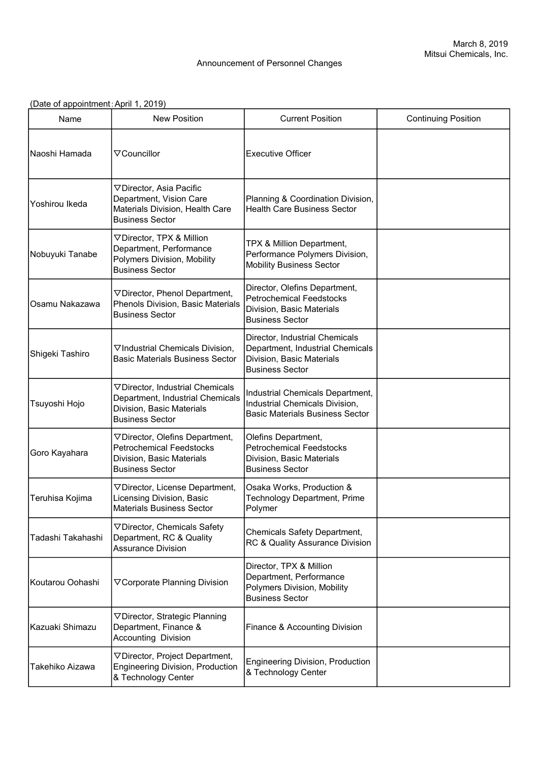March 8, 2019
Mitsui Chemicals, Inc.

Announcement of Personnel Changes

(Date of appointment：April 1, 2019)

| Name | New Position | Current Position | Continuing Position |
|---|---|---|---|
| Naoshi Hamada | ▽Councillor | Executive Officer | |
| Yoshirou Ikeda | ▽Director, Asia Pacific Department, Vision Care Materials Division, Health Care Business Sector | Planning & Coordination Division, Health Care Business Sector | |
| Nobuyuki Tanabe | ▽Director, TPX & Million Department, Performance Polymers Division, Mobility Business Sector | TPX & Million Department, Performance Polymers Division, Mobility Business Sector | |
| Osamu Nakazawa | ▽Director, Phenol Department, Phenols Division, Basic Materials Business Sector | Director, Olefins Department, Petrochemical Feedstocks Division, Basic Materials Business Sector | |
| Shigeki Tashiro | ▽Industrial Chemicals Division, Basic Materials Business Sector | Director, Industrial Chemicals Department, Industrial Chemicals Division, Basic Materials Business Sector | |
| Tsuyoshi Hojo | ▽Director, Industrial Chemicals Department, Industrial Chemicals Division, Basic Materials Business Sector | Industrial Chemicals Department, Industrial Chemicals Division, Basic Materials Business Sector | |
| Goro Kayahara | ▽Director, Olefins Department, Petrochemical Feedstocks Division, Basic Materials Business Sector | Olefins Department, Petrochemical Feedstocks Division, Basic Materials Business Sector | |
| Teruhisa Kojima | ▽Director, License Department, Licensing Division, Basic Materials Business Sector | Osaka Works, Production & Technology Department, Prime Polymer | |
| Tadashi Takahashi | ▽Director, Chemicals Safety Department, RC & Quality Assurance Division | Chemicals Safety Department, RC & Quality Assurance Division | |
| Koutarou Oohashi | ▽Corporate Planning Division | Director, TPX & Million Department, Performance Polymers Division, Mobility Business Sector | |
| Kazuaki Shimazu | ▽Director, Strategic Planning Department, Finance & Accounting Division | Finance & Accounting Division | |
| Takehiko Aizawa | ▽Director, Project Department, Engineering Division, Production & Technology Center | Engineering Division, Production & Technology Center | |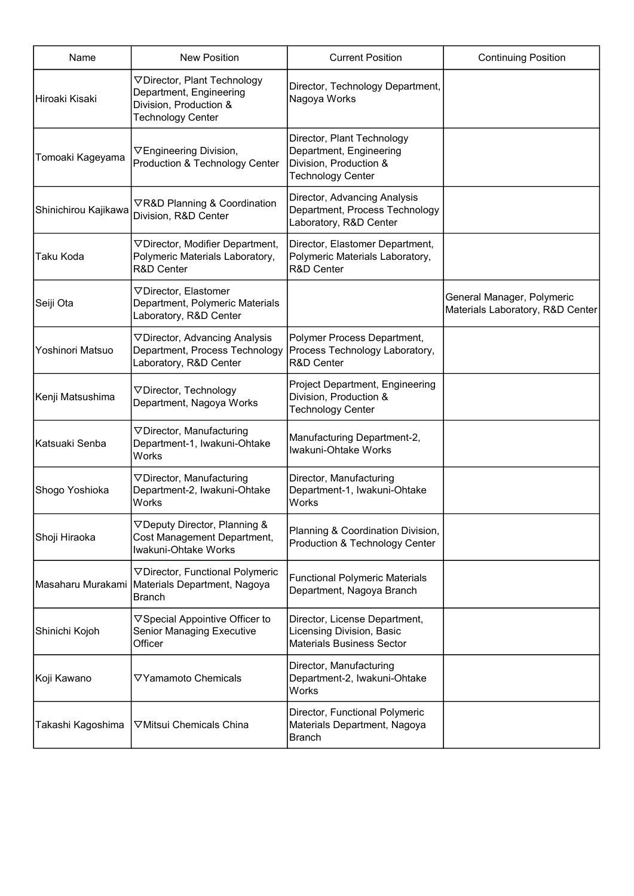| Name | New Position | Current Position | Continuing Position |
|---|---|---|---|
| Hiroaki Kisaki | ▽Director, Plant Technology Department, Engineering Division, Production & Technology Center | Director, Technology Department, Nagoya Works | |
| Tomoaki Kageyama | ▽Engineering Division, Production & Technology Center | Director, Plant Technology Department, Engineering Division, Production & Technology Center | |
| Shinichirou Kajikawa | ▽R&D Planning & Coordination Division, R&D Center | Director, Advancing Analysis Department, Process Technology Laboratory, R&D Center | |
| Taku Koda | ▽Director, Modifier Department, Polymeric Materials Laboratory, R&D Center | Director, Elastomer Department, Polymeric Materials Laboratory, R&D Center | |
| Seiji Ota | ▽Director, Elastomer Department, Polymeric Materials Laboratory, R&D Center | | General Manager, Polymeric Materials Laboratory, R&D Center |
| Yoshinori Matsuo | ▽Director, Advancing Analysis Department, Process Technology Laboratory, R&D Center | Polymer Process Department, Process Technology Laboratory, R&D Center | |
| Kenji Matsushima | ▽Director, Technology Department, Nagoya Works | Project Department, Engineering Division, Production & Technology Center | |
| Katsuaki Senba | ▽Director, Manufacturing Department-1, Iwakuni-Ohtake Works | Manufacturing Department-2, Iwakuni-Ohtake Works | |
| Shogo Yoshioka | ▽Director, Manufacturing Department-2, Iwakuni-Ohtake Works | Director, Manufacturing Department-1, Iwakuni-Ohtake Works | |
| Shoji Hiraoka | ▽Deputy Director, Planning & Cost Management Department, Iwakuni-Ohtake Works | Planning & Coordination Division, Production & Technology Center | |
| Masaharu Murakami | ▽Director, Functional Polymeric Materials Department, Nagoya Branch | Functional Polymeric Materials Department, Nagoya Branch | |
| Shinichi Kojoh | ▽Special Appointive Officer to Senior Managing Executive Officer | Director, License Department, Licensing Division, Basic Materials Business Sector | |
| Koji Kawano | ▽Yamamoto Chemicals | Director, Manufacturing Department-2, Iwakuni-Ohtake Works | |
| Takashi Kagoshima | ▽Mitsui Chemicals China | Director, Functional Polymeric Materials Department, Nagoya Branch | |